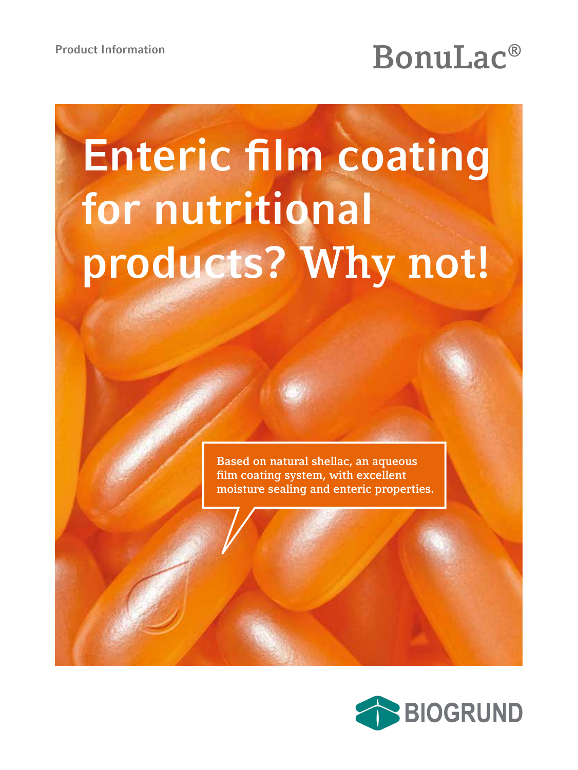Product Information

BonuLac®

# Enteric film coating for nutritional products? Why not!

Based on natural shellac, an aqueous film coating system, with excellent moisture sealing and enteric properties.

BIOGRUND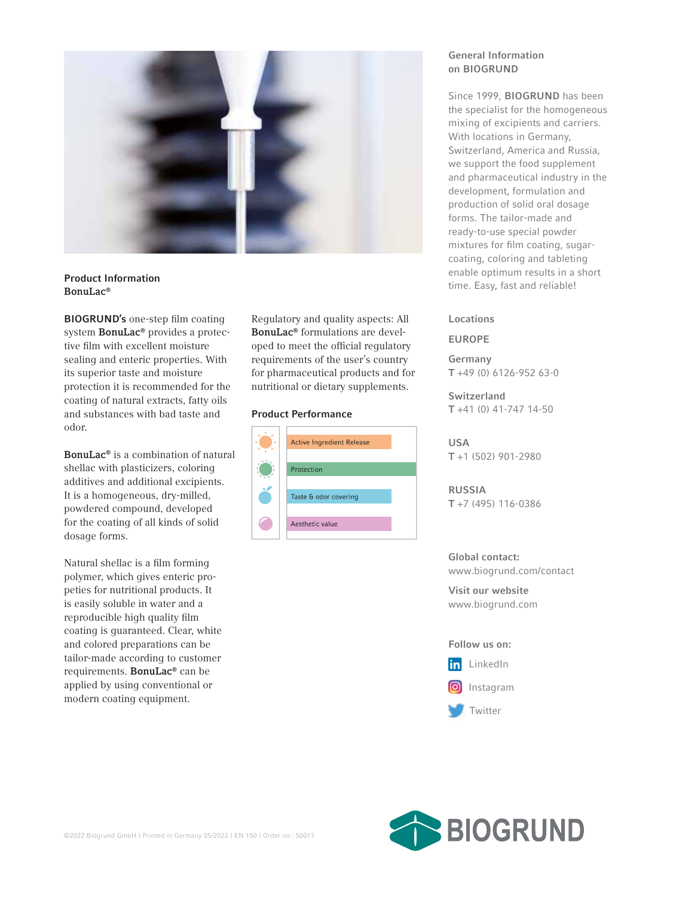## Product Information BonuLac®

**BIOGRUND's** one-step film coating system **BonuLac®** provides a protective film with excellent moisture sealing and enteric properties. With its superior taste and moisture protection it is recommended for the coating of natural extracts, fatty oils and substances with bad taste and odor.

**BonuLac®** is a combination of natural shellac with plasticizers, coloring additives and additional excipients. It is a homogeneous, dry-milled, powdered compound, developed for the coating of all kinds of solid dosage forms.

Natural shellac is a film forming polymer, which gives enteric propeties for nutritional products. It is easily soluble in water and a reproducible high quality film coating is guaranteed. Clear, white and colored preparations can be tailor-made according to customer requirements. **BonuLac®** can be applied by using conventional or modern coating equipment.

Regulatory and quality aspects: All **BonuLac®** formulations are developed to meet the official regulatory requirements of the user's country for pharmaceutical products and for nutritional or dietary supplements.

### Product Performance

Active Ingredient Release

Protection

Taste & odor covering

Aesthetic value

## General Information on BIOGRUND

Since 1999, **BIOGRUND** has been the specialist for the homogeneous mixing of excipients and carriers. With locations in Germany, Switzerland, America and Russia, we support the food supplement and pharmaceutical industry in the development, formulation and production of solid oral dosage forms. The tailor-made and ready-to-use special powder mixtures for film coating, sugar-coating, coloring and tableting enable optimum results in a short time. Easy, fast and reliable!

### Locations

**EUROPE**

**Germany**
**T** +49 (0) 6126-952 63-0

**Switzerland**
**T** +41 (0) 41-747 14-50

**USA**
**T** +1 (502) 901-2980

**RUSSIA**
**T** +7 (495) 116-0386

**Global contact:**
www.biogrund.com/contact

**Visit our website**
www.biogrund.com

**Follow us on:**

- LinkedIn
- Instagram
- Twitter

©2022 Biogrund GmbH | Printed in Germany 05/2022 | EN 150 | Order no.: 50011

BIOGRUND